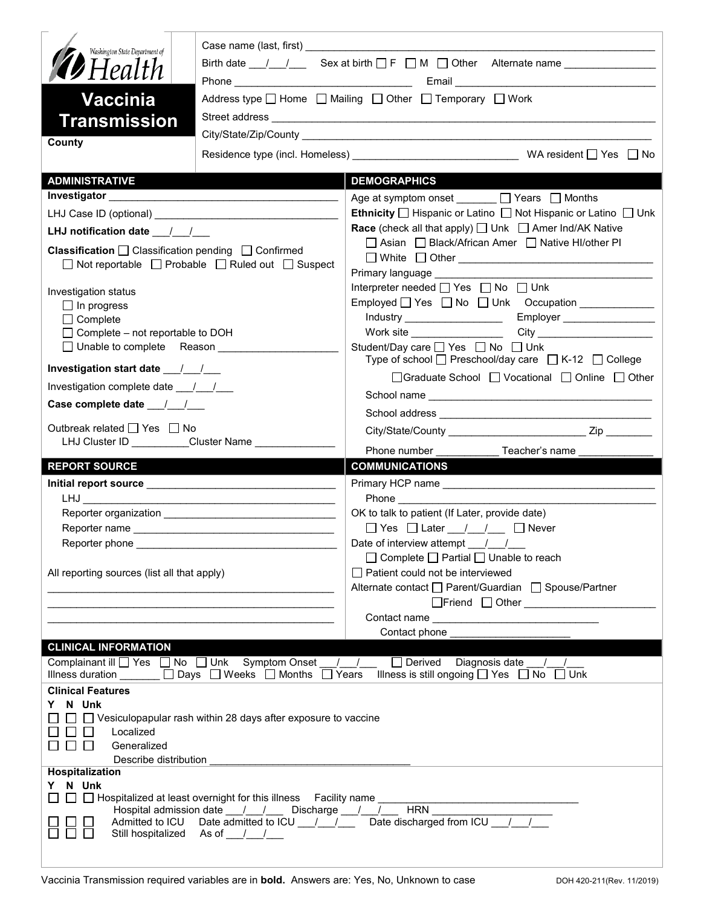Washington State Department of Health

# Vaccinia Transmission

**County**

Case name (last, first) ___________________________________________

Birth date ___/___/___ Sex at birth ☐ F ☐ M ☐ Other Alternate name _______________

Phone _____________________________ Email _________________________________

Address type ☐ Home ☐ Mailing ☐ Other ☐ Temporary ☐ Work

Street address _______________________________________________________

City/State/Zip/County ________________________________________________

Residence type (incl. Homeless) ___________________________ WA resident ☐ Yes ☐ No

## ADMINISTRATIVE

**Investigator** ________________________________________

LHJ Case ID (optional) _______________________________

**LHJ notification date** ___/___/___

**Classification** ☐ Classification pending ☐ Confirmed ☐ Not reportable ☐ Probable ☐ Ruled out ☐ Suspect

Investigation status
- ☐ In progress
- ☐ Complete
- ☐ Complete – not reportable to DOH
- ☐ Unable to complete Reason ____________________

**Investigation start date** ___/___/___

Investigation complete date ___/___/___

**Case complete date** ___/___/___

Outbreak related ☐ Yes ☐ No
LHJ Cluster ID __________Cluster Name ______________

## DEMOGRAPHICS

Age at symptom onset _______ ☐ Years ☐ Months

**Ethnicity** ☐ Hispanic or Latino ☐ Not Hispanic or Latino ☐ Unk

**Race** (check all that apply) ☐ Unk ☐ Amer Ind/AK Native ☐ Asian ☐ Black/African Amer ☐ Native HI/other PI ☐ White ☐ Other _______________________________

Primary language ___________________________________

Interpreter needed ☐ Yes ☐ No ☐ Unk

Employed ☐ Yes ☐ No ☐ Unk Occupation _____________
Industry _________________ Employer ________________
Work site ________________ City ____________________

Student/Day care ☐ Yes ☐ No ☐ Unk
Type of school ☐ Preschool/day care ☐ K-12 ☐ College ☐ Graduate School ☐ Vocational ☐ Online ☐ Other
School name ______________________________________
School address ____________________________________
City/State/County _______________________ Zip ________
Phone number ___________ Teacher's name _____________

## REPORT SOURCE

**Initial report source** _______________________________
LHJ ____________________________________________
Reporter organization ____________________________
Reporter name ___________________________________
Reporter phone __________________________________

All reporting sources (list all that apply)
_______________________________________________
_______________________________________________
_______________________________________________

## COMMUNICATIONS

Primary HCP name _____________________________________
Phone _______________________________________________

OK to talk to patient (If Later, provide date)
☐ Yes ☐ Later ___/___/___ ☐ Never

Date of interview attempt ___/___/___
☐ Complete ☐ Partial ☐ Unable to reach

☐ Patient could not be interviewed

Alternate contact ☐ Parent/Guardian ☐ Spouse/Partner ☐ Friend ☐ Other ______________________
Contact name ____________________________
Contact phone _____________________

## CLINICAL INFORMATION

Complainant ill ☐ Yes ☐ No ☐ Unk Symptom Onset ___/___/___ ☐ Derived Diagnosis date ___/___/___
Illness duration _______ ☐ Days ☐ Weeks ☐ Months ☐ Years Illness is still ongoing ☐ Yes ☐ No ☐ Unk

**Clinical Features**

Y N Unk
- ☐ ☐ ☐ Vesiculopapular rash within 28 days after exposure to vaccine
- ☐ ☐ ☐ Localized
- ☐ ☐ ☐ Generalized
  - Describe distribution ___________________________________

**Hospitalization**

Y N Unk
- ☐ ☐ ☐ Hospitalized at least overnight for this illness Facility name ______________________________
  - Hospital admission date ___/___/___ Discharge ___/___/___ HRN ____________________
- ☐ ☐ ☐ Admitted to ICU Date admitted to ICU ___/___/___ Date discharged from ICU ___/___/___
- ☐ ☐ ☐ Still hospitalized As of ___/___/___

Vaccinia Transmission required variables are in **bold**. Answers are: Yes, No, Unknown to case DOH 420-211(Rev. 11/2019)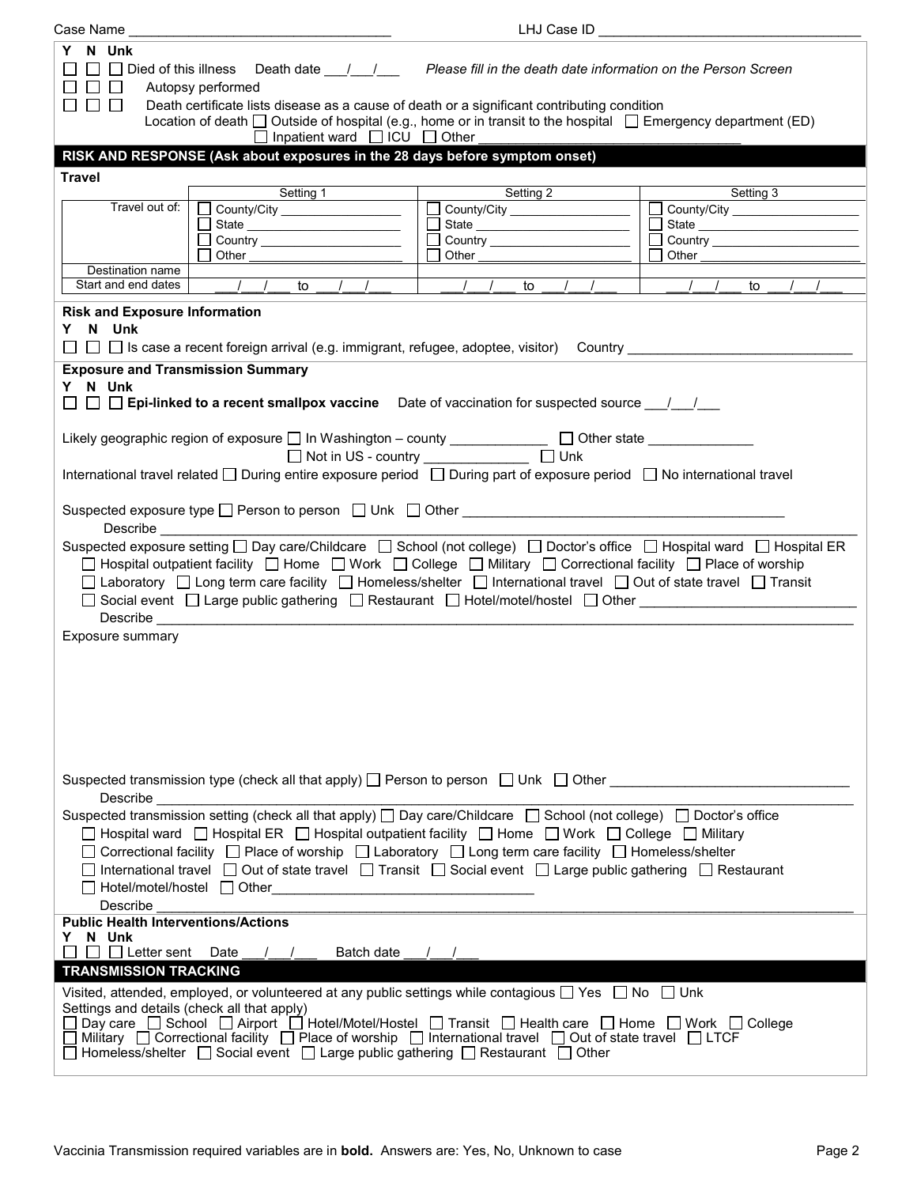Case Name ______________________________ LHJ Case ID ______________________________

Y N Unk

☐ ☐ ☐ Died of this illness  Death date ___/___/___  *Please fill in the death date information on the Person Screen*

☐ ☐ ☐ Autopsy performed

☐ ☐ ☐ Death certificate lists disease as a cause of death or a significant contributing condition

Location of death ☐ Outside of hospital (e.g., home or in transit to the hospital ☐ Emergency department (ED) ☐ Inpatient ward ☐ ICU ☐ Other ______________________________

## RISK AND RESPONSE (Ask about exposures in the 28 days before symptom onset)

### Travel

| | Setting 1 | Setting 2 | Setting 3 |
|---|---|---|---|
| Travel out of: | ☐ County/City ____________ ☐ State ____________ ☐ Country ____________ ☐ Other ____________ | ☐ County/City ____________ ☐ State ____________ ☐ Country ____________ ☐ Other ____________ | ☐ County/City ____________ ☐ State ____________ ☐ Country ____________ ☐ Other ____________ |
| Destination name | | | |
| Start and end dates | ___/___/___ to ___/___/___ | ___/___/___ to ___/___/___ | ___/___/___ to ___/___/___ |

### Risk and Exposure Information

Y N Unk

☐ ☐ ☐ Is case a recent foreign arrival (e.g. immigrant, refugee, adoptee, visitor)  Country ______________________________

### Exposure and Transmission Summary

Y N Unk

☐ ☐ ☐ **Epi-linked to a recent smallpox vaccine**  Date of vaccination for suspected source ___/___/___

Likely geographic region of exposure ☐ In Washington – county ____________ ☐ Other state ____________ ☐ Not in US - country ____________ ☐ Unk

International travel related ☐ During entire exposure period ☐ During part of exposure period ☐ No international travel

Suspected exposure type ☐ Person to person ☐ Unk ☐ Other ______________________________

Describe ______________________________

Suspected exposure setting ☐ Day care/Childcare ☐ School (not college) ☐ Doctor's office ☐ Hospital ward ☐ Hospital ER ☐ Hospital outpatient facility ☐ Home ☐ Work ☐ College ☐ Military ☐ Correctional facility ☐ Place of worship ☐ Laboratory ☐ Long term care facility ☐ Homeless/shelter ☐ International travel ☐ Out of state travel ☐ Transit ☐ Social event ☐ Large public gathering ☐ Restaurant ☐ Hotel/motel/hostel ☐ Other ______________________________

Describe ______________________________

Exposure summary

Suspected transmission type (check all that apply) ☐ Person to person ☐ Unk ☐ Other ______________________________

Describe ______________________________

Suspected transmission setting (check all that apply) ☐ Day care/Childcare ☐ School (not college) ☐ Doctor's office ☐ Hospital ward ☐ Hospital ER ☐ Hospital outpatient facility ☐ Home ☐ Work ☐ College ☐ Military ☐ Correctional facility ☐ Place of worship ☐ Laboratory ☐ Long term care facility ☐ Homeless/shelter ☐ International travel ☐ Out of state travel ☐ Transit ☐ Social event ☐ Large public gathering ☐ Restaurant ☐ Hotel/motel/hostel ☐ Other ______________________________

Describe ______________________________

### Public Health Interventions/Actions

Y N Unk

☐ ☐ ☐ Letter sent  Date ___/___/___  Batch date ___/___/___

## TRANSMISSION TRACKING

Visited, attended, employed, or volunteered at any public settings while contagious ☐ Yes ☐ No ☐ Unk

Settings and details (check all that apply)

☐ Day care ☐ School ☐ Airport ☐ Hotel/Motel/Hostel ☐ Transit ☐ Health care ☐ Home ☐ Work ☐ College ☐ Military ☐ Correctional facility ☐ Place of worship ☐ International travel ☐ Out of state travel ☐ LTCF ☐ Homeless/shelter ☐ Social event ☐ Large public gathering ☐ Restaurant ☐ Other

Vaccinia Transmission required variables are in **bold**. Answers are: Yes, No, Unknown to case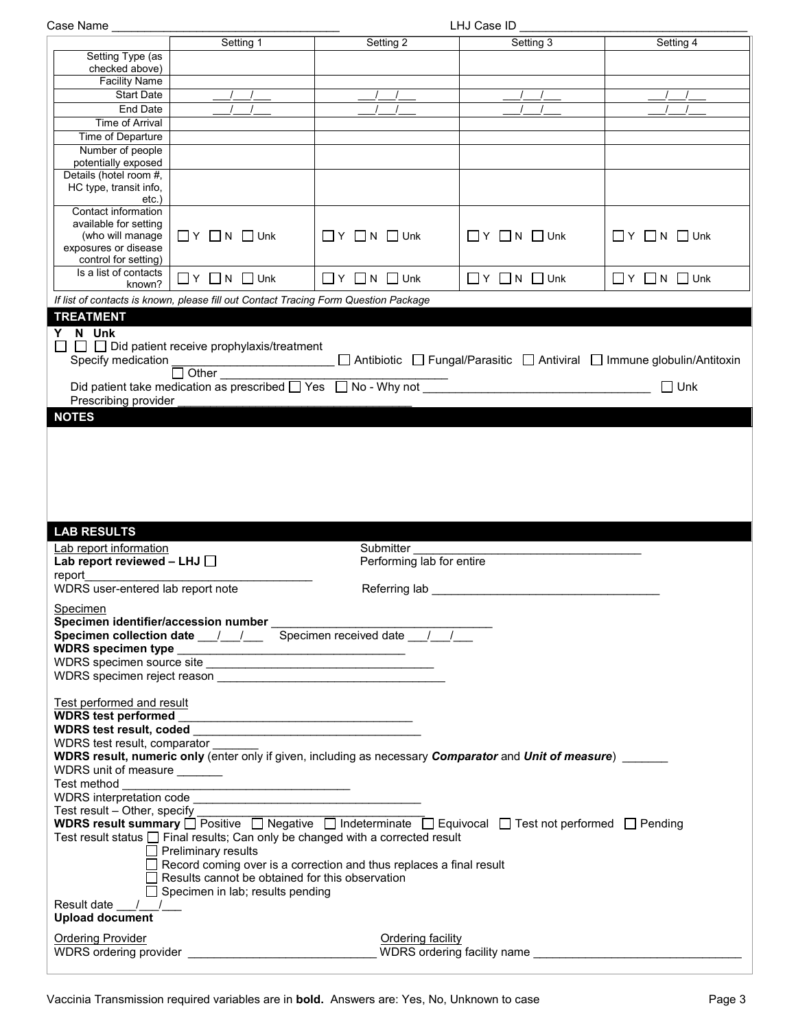Case Name ___________________________________ LHJ Case ID ___________________________________

| | Setting 1 | Setting 2 | Setting 3 | Setting 4 |
|---|---|---|---|---|
| Setting Type (as checked above) | | | | |
| Facility Name | | | | |
| Start Date | ___/___/___ | ___/___/___ | ___/___/___ | ___/___/___ |
| End Date | ___/___/___ | ___/___/___ | ___/___/___ | ___/___/___ |
| Time of Arrival | | | | |
| Time of Departure | | | | |
| Number of people potentially exposed | | | | |
| Details (hotel room #, HC type, transit info, etc.) | | | | |
| Contact information available for setting (who will manage exposures or disease control for setting) | ☐ Y ☐ N ☐ Unk | ☐ Y ☐ N ☐ Unk | ☐ Y ☐ N ☐ Unk | ☐ Y ☐ N ☐ Unk |
| Is a list of contacts known? | ☐ Y ☐ N ☐ Unk | ☐ Y ☐ N ☐ Unk | ☐ Y ☐ N ☐ Unk | ☐ Y ☐ N ☐ Unk |

*If list of contacts is known, please fill out Contact Tracing Form Question Package*

## TREATMENT

**Y N Unk**

☐ ☐ ☐ Did patient receive prophylaxis/treatment

Specify medication ________________________ ☐ Antibiotic ☐ Fungal/Parasitic ☐ Antiviral ☐ Immune globulin/Antitoxin ☐ Other ___________________________________

Did patient take medication as prescribed ☐ Yes ☐ No - Why not ___________________________________ ☐ Unk

Prescribing provider ___________________________________

## NOTES

## LAB RESULTS

Lab report information

**Lab report reviewed – LHJ** ☐

Submitter ___________________________________

Performing lab for entire report___________________________________

WDRS user-entered lab report note

Referring lab ___________________________________

Specimen

**Specimen identifier/accession number** ___________________________________

**Specimen collection date** ___/___/___ Specimen received date ___/___/___

**WDRS specimen type** ___________________________________

WDRS specimen source site ___________________________________

WDRS specimen reject reason ___________________________________

Test performed and result

**WDRS test performed** ___________________________________

**WDRS test result, coded** ___________________________________

WDRS test result, comparator _______

**WDRS result, numeric only** (enter only if given, including as necessary ***Comparator*** and ***Unit of measure***) _______

WDRS unit of measure _______

Test method ___________________________________

WDRS interpretation code ___________________________________

Test result – Other, specify ___________________________________

**WDRS result summary** ☐ Positive ☐ Negative ☐ Indeterminate ☐ Equivocal ☐ Test not performed ☐ Pending

Test result status ☐ Final results; Can only be changed with a corrected result
☐ Preliminary results
☐ Record coming over is a correction and thus replaces a final result
☐ Results cannot be obtained for this observation
☐ Specimen in lab; results pending

Result date ___/___/___

**Upload document**

Ordering Provider

WDRS ordering provider ___________________________________

Ordering facility

WDRS ordering facility name ___________________________________

Vaccinia Transmission required variables are in **bold.** Answers are: Yes, No, Unknown to case